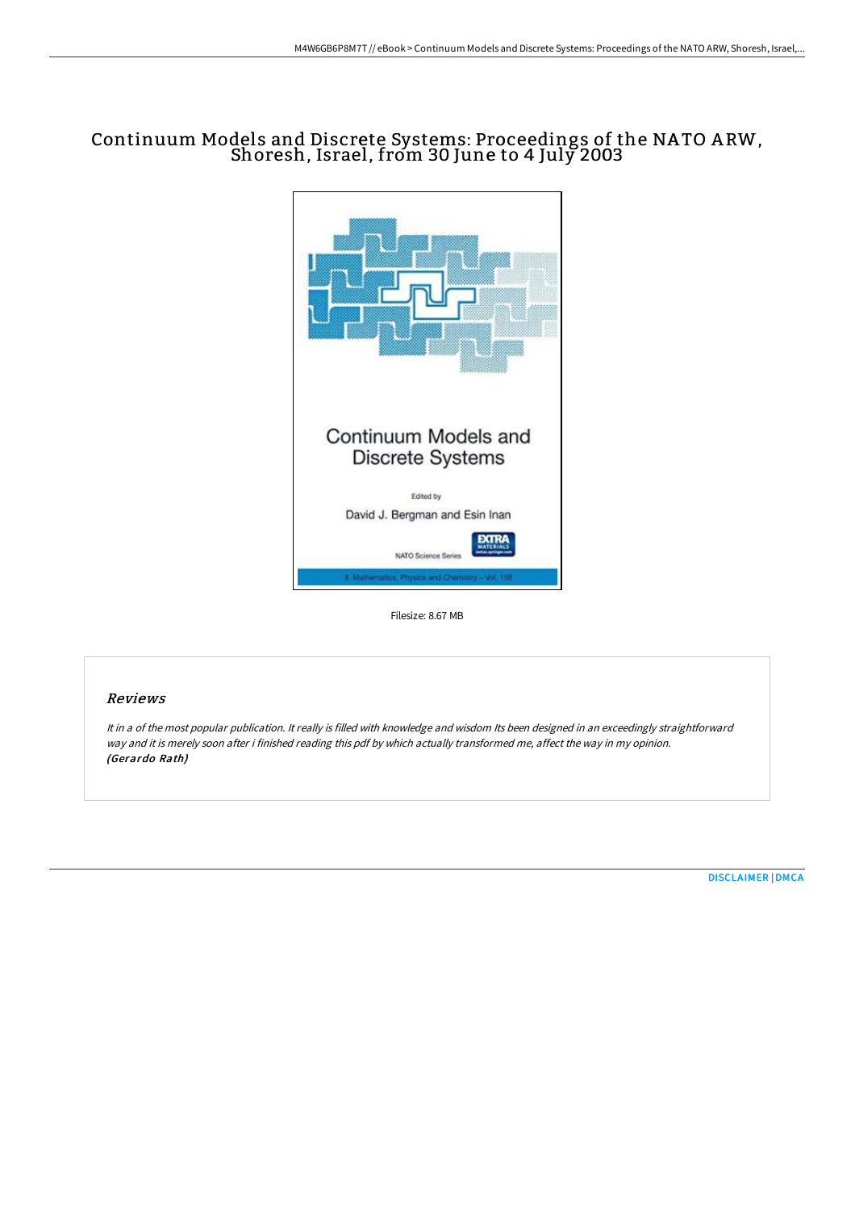# Continuum Models and Discrete Systems: Proceedings of the NATO ARW, Shoresh, Israel, from 30 June to 4 July 2003

Filesize: 8.67 MB

## Reviews

*It in a of the most popular publication. It really is filled with knowledge and wisdom Its been designed in an exceedingly straightforward way and it is merely soon after i finished reading this pdf by which actually transformed me, affect the way in my opinion.*
***(Gerardo Rath)***

DISCLAIMER | DMCA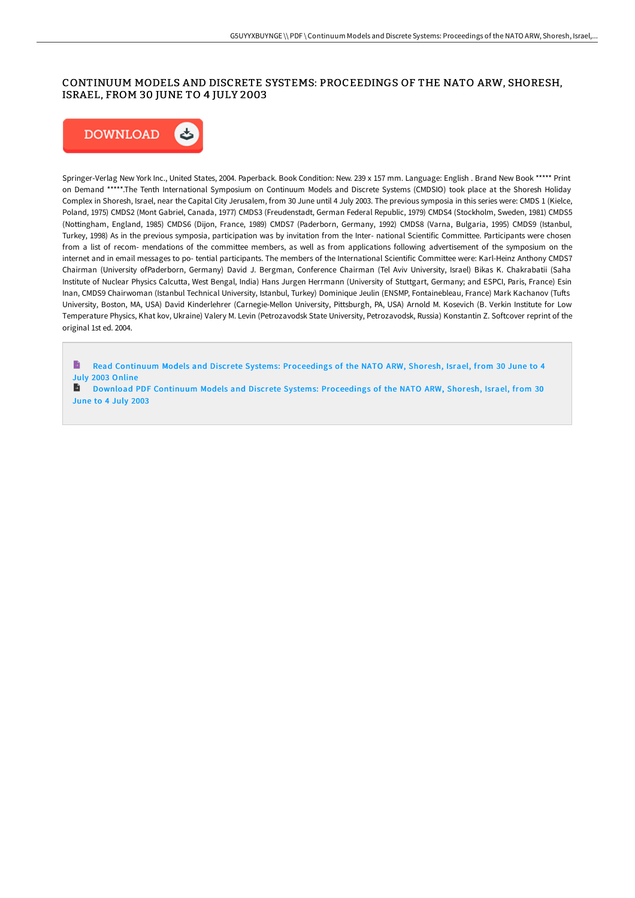# CONTINUUM MODELS AND DISCRETE SYSTEMS: PROCEEDINGS OF THE NATO ARW, SHORESH, ISRAEL, FROM 30 JUNE TO 4 JULY 2003

DOWNLOAD

Springer-Verlag New York Inc., United States, 2004. Paperback. Book Condition: New. 239 x 157 mm. Language: English . Brand New Book ***** Print on Demand *****.The Tenth International Symposium on Continuum Models and Discrete Systems (CMDSIO) took place at the Shoresh Holiday Complex in Shoresh, Israel, near the Capital City Jerusalem, from 30 June until 4 July 2003. The previous symposia in this series were: CMDS 1 (Kielce, Poland, 1975) CMDS2 (Mont Gabriel, Canada, 1977) CMDS3 (Freudenstadt, German Federal Republic, 1979) CMDS4 (Stockholm, Sweden, 1981) CMDS5 (Nottingham, England, 1985) CMDS6 (Dijon, France, 1989) CMDS7 (Paderborn, Germany, 1992) CMDS8 (Varna, Bulgaria, 1995) CMDS9 (Istanbul, Turkey, 1998) As in the previous symposia, participation was by invitation from the Inter- national Scientific Committee. Participants were chosen from a list of recom- mendations of the committee members, as well as from applications following advertisement of the symposium on the internet and in email messages to po- tential participants. The members of the International Scientific Committee were: Karl-Heinz Anthony CMDS7 Chairman (University ofPaderborn, Germany) David J. Bergman, Conference Chairman (Tel Aviv University, Israel) Bikas K. Chakrabatii (Saha Institute of Nuclear Physics Calcutta, West Bengal, India) Hans Jurgen Herrmann (University of Stuttgart, Germany; and ESPCI, Paris, France) Esin Inan, CMDS9 Chairwoman (Istanbul Technical University, Istanbul, Turkey) Dominique Jeulin (ENSMP, Fontainebleau, France) Mark Kachanov (Tufts University, Boston, MA, USA) David Kinderlehrer (Carnegie-Mellon University, Pittsburgh, PA, USA) Arnold M. Kosevich (B. Verkin Institute for Low Temperature Physics, Khat kov, Ukraine) Valery M. Levin (Petrozavodsk State University, Petrozavodsk, Russia) Konstantin Z. Softcover reprint of the original 1st ed. 2004.

Read Continuum Models and Discrete Systems: Proceedings of the NATO ARW, Shoresh, Israel, from 30 June to 4 July 2003 Online

Download PDF Continuum Models and Discrete Systems: Proceedings of the NATO ARW, Shoresh, Israel, from 30 June to 4 July 2003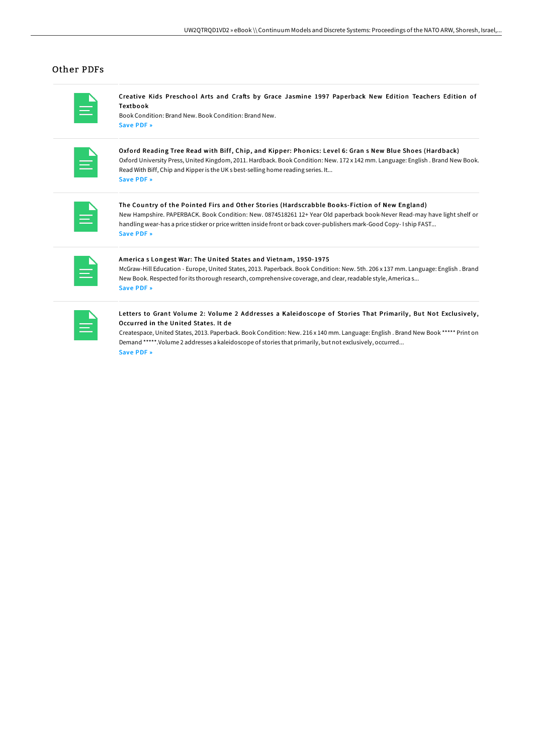## Other PDFs

**Creative Kids Preschool Arts and Crafts by Grace Jasmine 1997 Paperback New Edition Teachers Edition of Textbook**

Book Condition: Brand New. Book Condition: Brand New.

Save PDF »

**Oxford Reading Tree Read with Biff, Chip, and Kipper: Phonics: Level 6: Gran s New Blue Shoes (Hardback)**

Oxford University Press, United Kingdom, 2011. Hardback. Book Condition: New. 172 x 142 mm. Language: English . Brand New Book. Read With Biff, Chip and Kipper is the UK s best-selling home reading series. It...

Save PDF »

**The Country of the Pointed Firs and Other Stories (Hardscrabble Books-Fiction of New England)**

New Hampshire. PAPERBACK. Book Condition: New. 0874518261 12+ Year Old paperback book-Never Read-may have light shelf or handling wear-has a price sticker or price written inside front or back cover-publishers mark-Good Copy- I ship FAST...

Save PDF »

**America s Longest War: The United States and Vietnam, 1950-1975**

McGraw-Hill Education - Europe, United States, 2013. Paperback. Book Condition: New. 5th. 206 x 137 mm. Language: English . Brand New Book. Respected for its thorough research, comprehensive coverage, and clear, readable style, America s...

Save PDF »

**Letters to Grant Volume 2: Volume 2 Addresses a Kaleidoscope of Stories That Primarily, But Not Exclusively, Occurred in the United States. It de**

Createspace, United States, 2013. Paperback. Book Condition: New. 216 x 140 mm. Language: English . Brand New Book ***** Print on Demand *****.Volume 2 addresses a kaleidoscope of stories that primarily, but not exclusively, occurred...

Save PDF »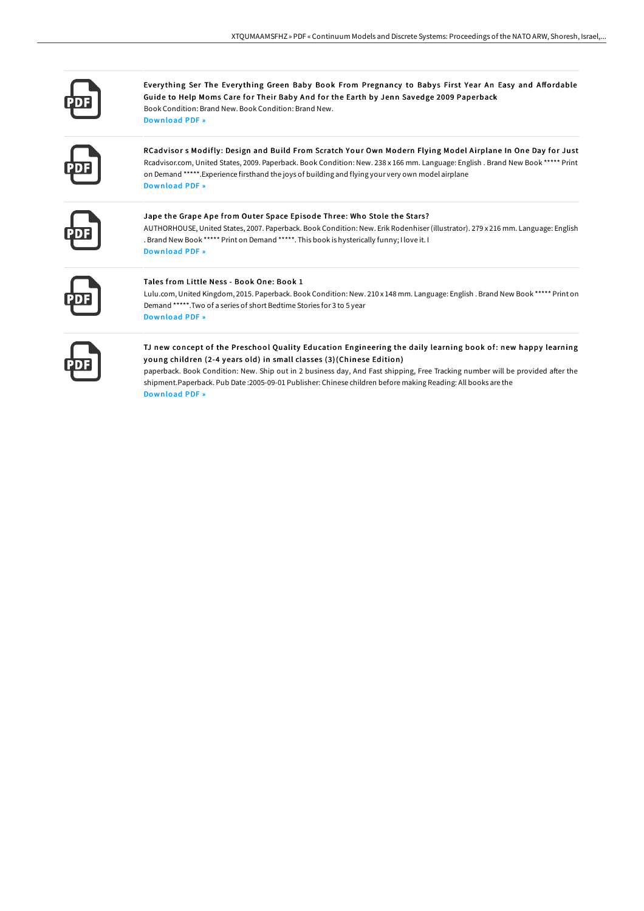Everything Ser The Everything Green Baby Book From Pregnancy to Babys First Year An Easy and Affordable Guide to Help Moms Care for Their Baby And for the Earth by Jenn Savedge 2009 Paperback

Book Condition: Brand New. Book Condition: Brand New.

Download PDF »

RCadvisor s Modifly: Design and Build From Scratch Your Own Modern Flying Model Airplane In One Day for Just

Rcadvisor.com, United States, 2009. Paperback. Book Condition: New. 238 x 166 mm. Language: English . Brand New Book ***** Print on Demand *****.Experience firsthand the joys of building and flying your very own model airplane

Download PDF »

Jape the Grape Ape from Outer Space Episode Three: Who Stole the Stars?

AUTHORHOUSE, United States, 2007. Paperback. Book Condition: New. Erik Rodenhiser (illustrator). 279 x 216 mm. Language: English . Brand New Book ***** Print on Demand *****. This book is hysterically funny; I love it. I

Download PDF »

Tales from Little Ness - Book One: Book 1

Lulu.com, United Kingdom, 2015. Paperback. Book Condition: New. 210 x 148 mm. Language: English . Brand New Book ***** Print on Demand *****.Two of a series of short Bedtime Stories for 3 to 5 year

Download PDF »

TJ new concept of the Preschool Quality Education Engineering the daily learning book of: new happy learning young children (2-4 years old) in small classes (3)(Chinese Edition)

paperback. Book Condition: New. Ship out in 2 business day, And Fast shipping, Free Tracking number will be provided after the shipment.Paperback. Pub Date :2005-09-01 Publisher: Chinese children before making Reading: All books are the

Download PDF »